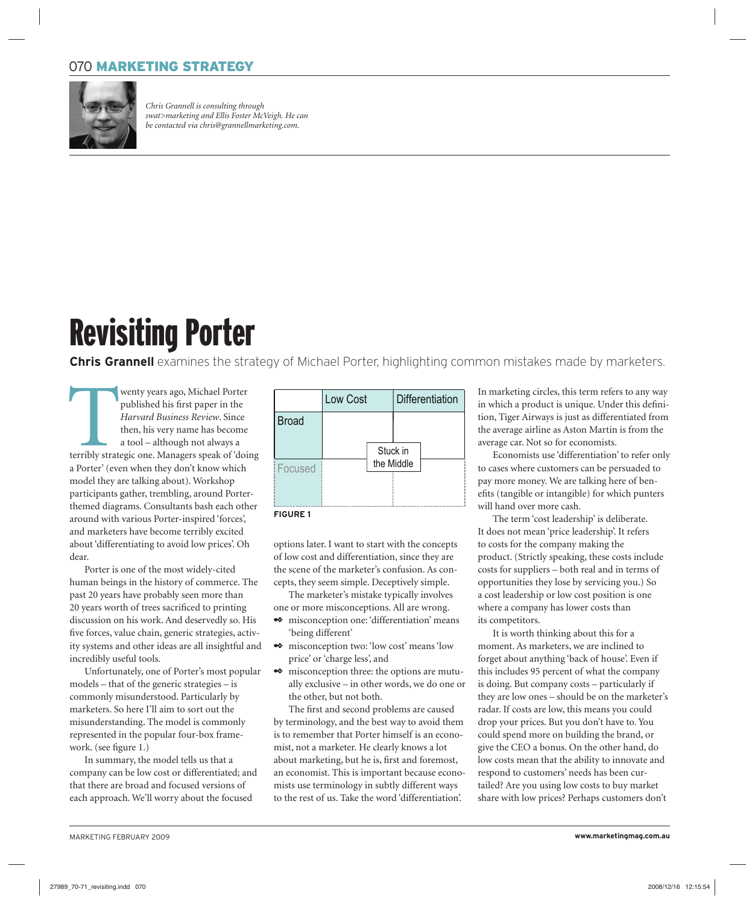*Chris Grannell is consulting through swat>marketing and Ellis Foster McVeigh. He can be contacted via chris@grannellmarketing.com.*

# Revisiting Porter

**Chris Grannell** examines the strategy of Michael Porter, highlighting common mistakes made by marketers.

Twenty years ago, Michael Porter published his first paper in the *Harvard Business Review*. Since then, his very name has become a tool – although not always a terribly strategic one. Managers speak of 'doing a Porter' (even when they don't know which model they are talking about). Workshop participants gather, trembling, around Porter-themed diagrams. Consultants bash each other around with various Porter-inspired 'forces', and marketers have become terribly excited about 'differentiating to avoid low prices'. Oh dear.

Porter is one of the most widely-cited human beings in the history of commerce. The past 20 years have probably seen more than 20 years worth of trees sacrificed to printing discussion on his work. And deservedly so. His five forces, value chain, generic strategies, activity systems and other ideas are all insightful and incredibly useful tools.

Unfortunately, one of Porter's most popular models – that of the generic strategies – is commonly misunderstood. Particularly by marketers. So here I'll aim to sort out the misunderstanding. The model is commonly represented in the popular four-box framework. (see figure 1.)

|  | Low Cost | Differentiation |
|---|---|---|
| Broad |  |  |
| Focused |  |  |

Stuck in the Middle

**FIGURE 1**

In summary, the model tells us that a company can be low cost or differentiated; and that there are broad and focused versions of each approach. We'll worry about the focused options later. I want to start with the concepts of low cost and differentiation, since they are the scene of the marketer's confusion. As concepts, they seem simple. Deceptively simple.

The marketer's mistake typically involves one or more misconceptions. All are wrong.

- misconception one: 'differentiation' means 'being different'
- misconception two: 'low cost' means 'low price' or 'charge less', and
- misconception three: the options are mutually exclusive – in other words, we do one or the other, but not both.

The first and second problems are caused by terminology, and the best way to avoid them is to remember that Porter himself is an economist, not a marketer. He clearly knows a lot about marketing, but he is, first and foremost, an economist. This is important because economists use terminology in subtly different ways to the rest of us. Take the word 'differentiation'. In marketing circles, this term refers to any way in which a product is unique. Under this definition, Tiger Airways is just as differentiated from the average airline as Aston Martin is from the average car. Not so for economists.

Economists use 'differentiation' to refer only to cases where customers can be persuaded to pay more money. We are talking here of benefits (tangible or intangible) for which punters will hand over more cash.

The term 'cost leadership' is deliberate. It does not mean 'price leadership'. It refers to costs for the company making the product. (Strictly speaking, these costs include costs for suppliers – both real and in terms of opportunities they lose by servicing you.) So a cost leadership or low cost position is one where a company has lower costs than its competitors.

It is worth thinking about this for a moment. As marketers, we are inclined to forget about anything 'back of house'. Even if this includes 95 percent of what the company is doing. But company costs – particularly if they are low ones – should be on the marketer's radar. If costs are low, this means you could drop your prices. But you don't have to. You could spend more on building the brand, or give the CEO a bonus. On the other hand, do low costs mean that the ability to innovate and respond to customers' needs has been curtailed? Are you using low costs to buy market share with low prices? Perhaps customers don't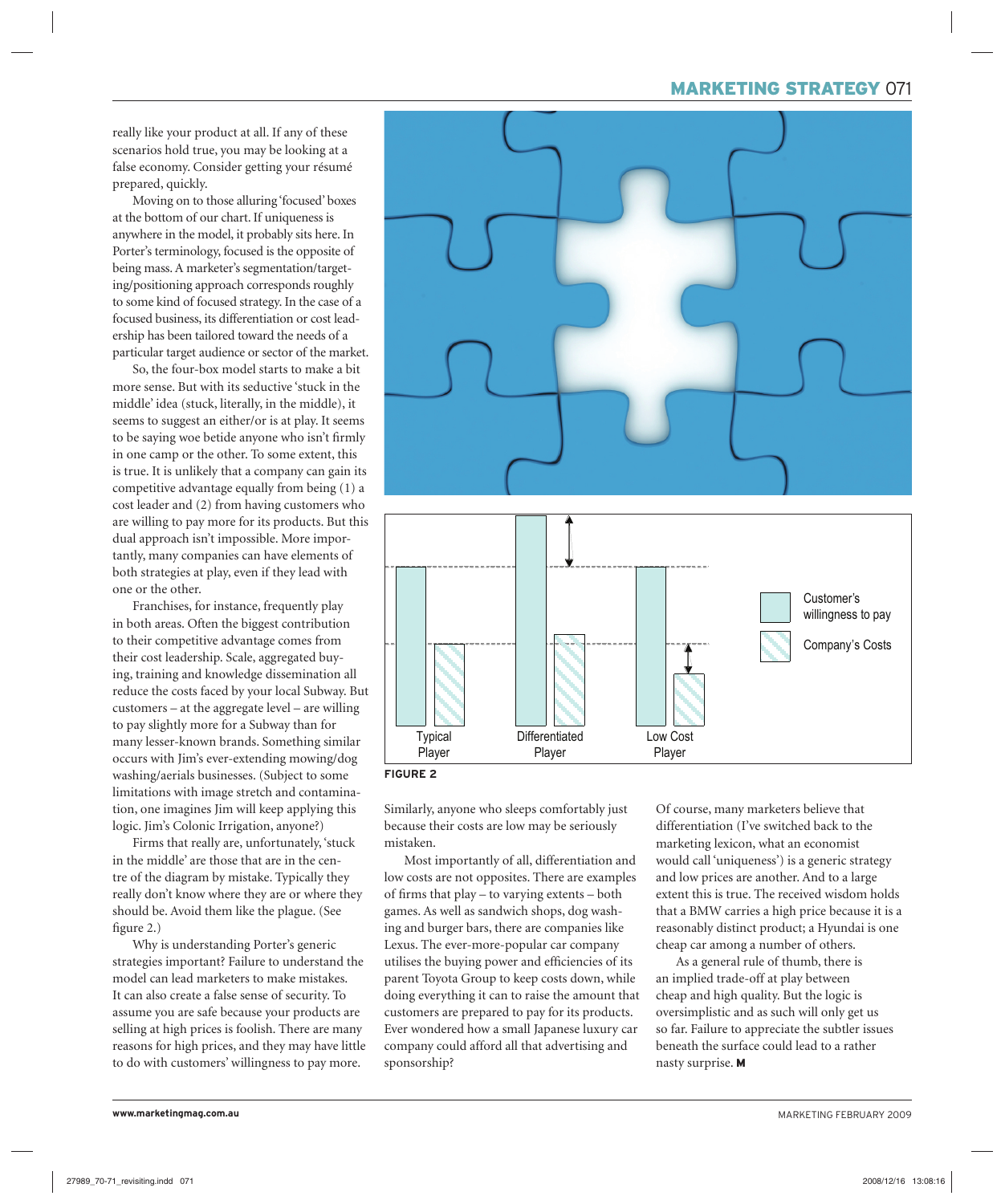really like your product at all. If any of these scenarios hold true, you may be looking at a false economy. Consider getting your résumé prepared, quickly.

Moving on to those alluring 'focused' boxes at the bottom of our chart. If uniqueness is anywhere in the model, it probably sits here. In Porter's terminology, focused is the opposite of being mass. A marketer's segmentation/targeting/positioning approach corresponds roughly to some kind of focused strategy. In the case of a focused business, its differentiation or cost leadership has been tailored toward the needs of a particular target audience or sector of the market.

So, the four-box model starts to make a bit more sense. But with its seductive 'stuck in the middle' idea (stuck, literally, in the middle), it seems to suggest an either/or is at play. It seems to be saying woe betide anyone who isn't firmly in one camp or the other. To some extent, this is true. It is unlikely that a company can gain its competitive advantage equally from being (1) a cost leader and (2) from having customers who are willing to pay more for its products. But this dual approach isn't impossible. More importantly, many companies can have elements of both strategies at play, even if they lead with one or the other.

Franchises, for instance, frequently play in both areas. Often the biggest contribution to their competitive advantage comes from their cost leadership. Scale, aggregated buying, training and knowledge dissemination all reduce the costs faced by your local Subway. But customers – at the aggregate level – are willing to pay slightly more for a Subway than for many lesser-known brands. Something similar occurs with Jim's ever-extending mowing/dog washing/aerials businesses. (Subject to some limitations with image stretch and contamination, one imagines Jim will keep applying this logic. Jim's Colonic Irrigation, anyone?)

Firms that really are, unfortunately, 'stuck in the middle' are those that are in the centre of the diagram by mistake. Typically they really don't know where they are or where they should be. Avoid them like the plague. (See figure 2.)

Why is understanding Porter's generic strategies important? Failure to understand the model can lead marketers to make mistakes. It can also create a false sense of security. To assume you are safe because your products are selling at high prices is foolish. There are many reasons for high prices, and they may have little to do with customers' willingness to pay more.

Typical Player

Differentiated Player

Low Cost Player

Customer's willingness to pay

Company's Costs

**FIGURE 2**

Similarly, anyone who sleeps comfortably just because their costs are low may be seriously mistaken.

Most importantly of all, differentiation and low costs are not opposites. There are examples of firms that play – to varying extents – both games. As well as sandwich shops, dog washing and burger bars, there are companies like Lexus. The ever-more-popular car company utilises the buying power and efficiencies of its parent Toyota Group to keep costs down, while doing everything it can to raise the amount that customers are prepared to pay for its products. Ever wondered how a small Japanese luxury car company could afford all that advertising and sponsorship?

Of course, many marketers believe that differentiation (I've switched back to the marketing lexicon, what an economist would call 'uniqueness') is a generic strategy and low prices are another. And to a large extent this is true. The received wisdom holds that a BMW carries a high price because it is a reasonably distinct product; a Hyundai is one cheap car among a number of others.

As a general rule of thumb, there is an implied trade-off at play between cheap and high quality. But the logic is oversimplistic and as such will only get us so far. Failure to appreciate the subtler issues beneath the surface could lead to a rather nasty surprise. **M**